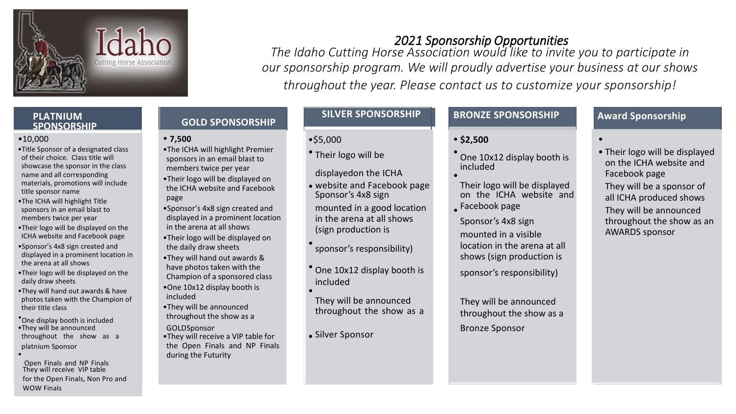Idaho Cutting Horse Association

# *2021 Sponsorship Opportunities*

*The Idaho Cutting Horse Association would like to invite you to participate in our sponsorship program. We will proudly advertise your business at our shows throughout the year. Please contact us to customize your sponsorship!*

## PLATNIUM SPONSORSHIP

- 10,000
- Title Sponsor of a designated class of their choice. Class title will showcase the sponsor in the class name and all corresponding materials, promotions will include title sponsor name
- The ICHA will highlight Title sponsors in an email blast to members twice per year
- Their logo will be displayed on the ICHA website and Facebook page
- Sponsor's 4x8 sign created and displayed in a prominent location in the arena at all shows
- Their logo will be displayed on the daily draw sheets
- They will hand out awards & have photos taken with the Champion of their title class
- One display booth is included
- They will be announced throughout the show as a platnium Sponsor
- Open Finals and NP Finals They will receive VIP table for the Open Finals, Non Pro and WOW Finals

## GOLD SPONSORSHIP

- **7,500**
- The ICHA will highlight Premier sponsors in an email blast to members twice per year
- Their logo will be displayed on the ICHA website and Facebook page
- Sponsor's 4x8 sign created and displayed in a prominent location in the arena at all shows
- Their logo will be displayed on the daily draw sheets
- They will hand out awards & have photos taken with the Champion of a sponsored class
- One 10x12 display booth is included
- They will be announced throughout the show as a GOLDSponsor
- They will receive a VIP table for the Open Finals and NP Finals during the Futurity

## SILVER SPONSORSHIP

- $5,000
- Their logo will be displayedon the ICHA website and Facebook page
- Sponsor's 4x8 sign mounted in a good location in the arena at all shows (sign production is sponsor's responsibility)
- One 10x12 display booth is included
- They will be announced throughout the show as a Silver Sponsor

## BRONZE SPONSORSHIP

- **$2,500**
- One 10x12 display booth is included
- Their logo will be displayed on the ICHA website and Facebook page
- Sponsor's 4x8 sign mounted in a visible location in the arena at all shows (sign production is sponsor's responsibility)
- They will be announced throughout the show as a Bronze Sponsor

## Award Sponsorship

- Their logo will be displayed on the ICHA website and Facebook page
- They will be a sponsor of all ICHA produced shows
- They will be announced throughout the show as an AWARDS sponsor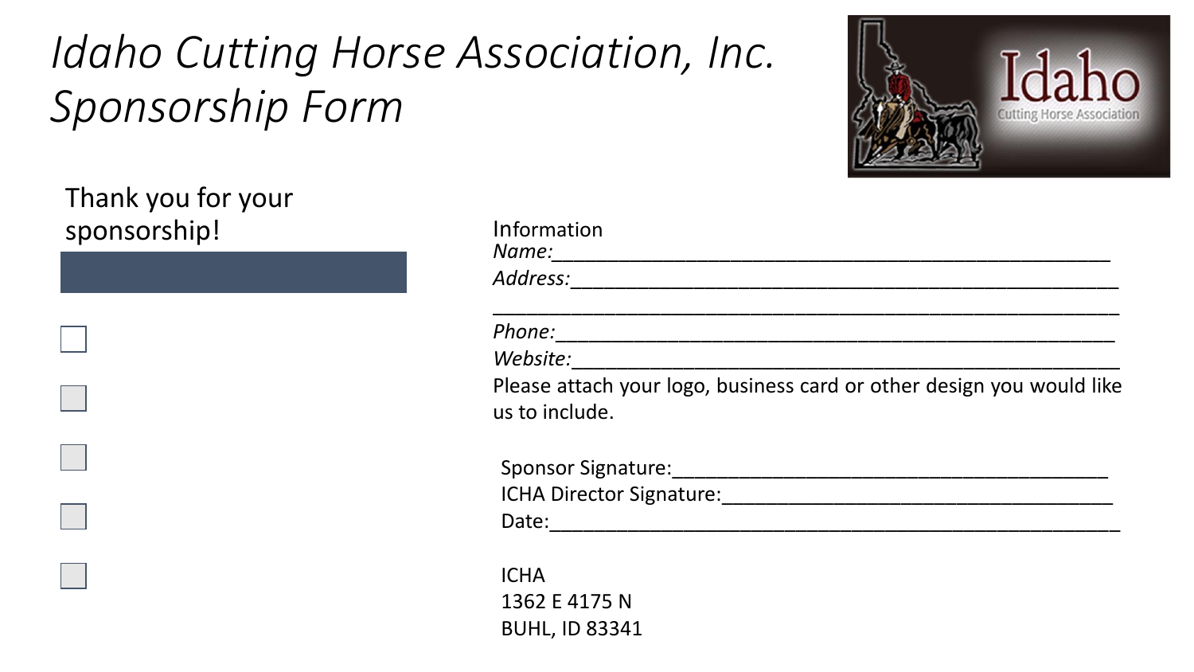# *Idaho Cutting Horse Association, Inc.*
# *Sponsorship Form*

Thank you for your sponsorship!

- ☐
- ☐
- ☐
- ☐
- ☐

Information

*Name:*\_\_\_\_\_\_\_\_\_\_\_\_\_\_\_\_\_\_\_\_\_\_\_\_\_\_\_\_\_\_\_\_\_\_\_\_\_\_\_\_\_\_\_\_\_\_\_\_\_\_

*Address:*\_\_\_\_\_\_\_\_\_\_\_\_\_\_\_\_\_\_\_\_\_\_\_\_\_\_\_\_\_\_\_\_\_\_\_\_\_\_\_\_\_\_\_\_\_\_\_\_\_

\_\_\_\_\_\_\_\_\_\_\_\_\_\_\_\_\_\_\_\_\_\_\_\_\_\_\_\_\_\_\_\_\_\_\_\_\_\_\_\_\_\_\_\_\_\_\_\_\_\_\_\_\_\_\_\_

*Phone:*\_\_\_\_\_\_\_\_\_\_\_\_\_\_\_\_\_\_\_\_\_\_\_\_\_\_\_\_\_\_\_\_\_\_\_\_\_\_\_\_\_\_\_\_\_\_\_\_\_\_\_

*Website:*\_\_\_\_\_\_\_\_\_\_\_\_\_\_\_\_\_\_\_\_\_\_\_\_\_\_\_\_\_\_\_\_\_\_\_\_\_\_\_\_\_\_\_\_\_\_\_\_\_\_

Please attach your logo, business card or other design you would like us to include.

Sponsor Signature:\_\_\_\_\_\_\_\_\_\_\_\_\_\_\_\_\_\_\_\_\_\_\_\_\_\_\_\_\_\_\_\_\_\_\_\_\_\_\_\_

ICHA Director Signature:\_\_\_\_\_\_\_\_\_\_\_\_\_\_\_\_\_\_\_\_\_\_\_\_\_\_\_\_\_\_\_\_\_\_\_\_

Date:\_\_\_\_\_\_\_\_\_\_\_\_\_\_\_\_\_\_\_\_\_\_\_\_\_\_\_\_\_\_\_\_\_\_\_\_\_\_\_\_\_\_\_\_\_\_\_\_\_\_\_\_\_

ICHA
1362 E 4175 N
BUHL, ID 83341